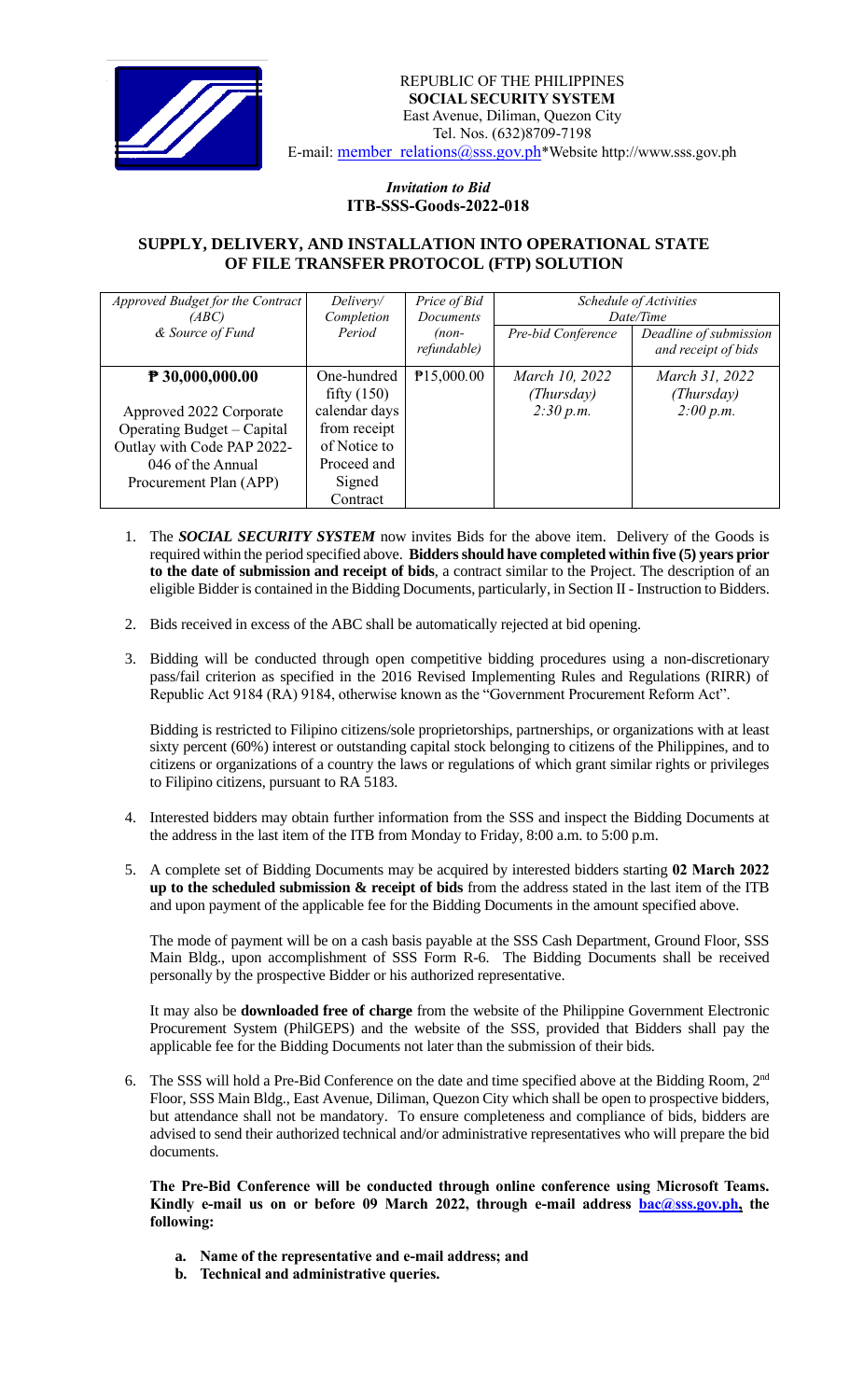REPUBLIC OF THE PHILIPPINES
**SOCIAL SECURITY SYSTEM**
East Avenue, Diliman, Quezon City
Tel. Nos. (632)8709-7198
E-mail: member_relations@sss.gov.ph*Website http://www.sss.gov.ph

***Invitation to Bid***
**ITB-SSS-Goods-2022-018**

## SUPPLY, DELIVERY, AND INSTALLATION INTO OPERATIONAL STATE OF FILE TRANSFER PROTOCOL (FTP) SOLUTION

| *Approved Budget for the Contract (ABC) & Source of Fund* | *Delivery/ Completion Period* | *Price of Bid Documents (non-refundable)* | *Schedule of Activities Date/Time* | |
|---|---|---|---|---|
| | | | *Pre-bid Conference* | *Deadline of submission and receipt of bids* |
| **₱ 30,000,000.00** Approved 2022 Corporate Operating Budget – Capital Outlay with Code PAP 2022-046 of the Annual Procurement Plan (APP) | One-hundred fifty (150) calendar days from receipt of Notice to Proceed and Signed Contract | ₱15,000.00 | *March 10, 2022 (Thursday) 2:30 p.m.* | *March 31, 2022 (Thursday) 2:00 p.m.* |

1. The ***SOCIAL SECURITY SYSTEM*** now invites Bids for the above item. Delivery of the Goods is required within the period specified above. **Bidders should have completed within five (5) years prior to the date of submission and receipt of bids**, a contract similar to the Project. The description of an eligible Bidder is contained in the Bidding Documents, particularly, in Section II - Instruction to Bidders.

2. Bids received in excess of the ABC shall be automatically rejected at bid opening.

3. Bidding will be conducted through open competitive bidding procedures using a non-discretionary pass/fail criterion as specified in the 2016 Revised Implementing Rules and Regulations (RIRR) of Republic Act 9184 (RA) 9184, otherwise known as the "Government Procurement Reform Act".

   Bidding is restricted to Filipino citizens/sole proprietorships, partnerships, or organizations with at least sixty percent (60%) interest or outstanding capital stock belonging to citizens of the Philippines, and to citizens or organizations of a country the laws or regulations of which grant similar rights or privileges to Filipino citizens, pursuant to RA 5183.

4. Interested bidders may obtain further information from the SSS and inspect the Bidding Documents at the address in the last item of the ITB from Monday to Friday, 8:00 a.m. to 5:00 p.m.

5. A complete set of Bidding Documents may be acquired by interested bidders starting **02 March 2022 up to the scheduled submission & receipt of bids** from the address stated in the last item of the ITB and upon payment of the applicable fee for the Bidding Documents in the amount specified above.

   The mode of payment will be on a cash basis payable at the SSS Cash Department, Ground Floor, SSS Main Bldg., upon accomplishment of SSS Form R-6. The Bidding Documents shall be received personally by the prospective Bidder or his authorized representative.

   It may also be **downloaded free of charge** from the website of the Philippine Government Electronic Procurement System (PhilGEPS) and the website of the SSS, provided that Bidders shall pay the applicable fee for the Bidding Documents not later than the submission of their bids.

6. The SSS will hold a Pre-Bid Conference on the date and time specified above at the Bidding Room, 2nd Floor, SSS Main Bldg., East Avenue, Diliman, Quezon City which shall be open to prospective bidders, but attendance shall not be mandatory. To ensure completeness and compliance of bids, bidders are advised to send their authorized technical and/or administrative representatives who will prepare the bid documents.

   **The Pre-Bid Conference will be conducted through online conference using Microsoft Teams. Kindly e-mail us on or before 09 March 2022, through e-mail address bac@sss.gov.ph, the following:**

   a. **Name of the representative and e-mail address; and**
   b. **Technical and administrative queries.**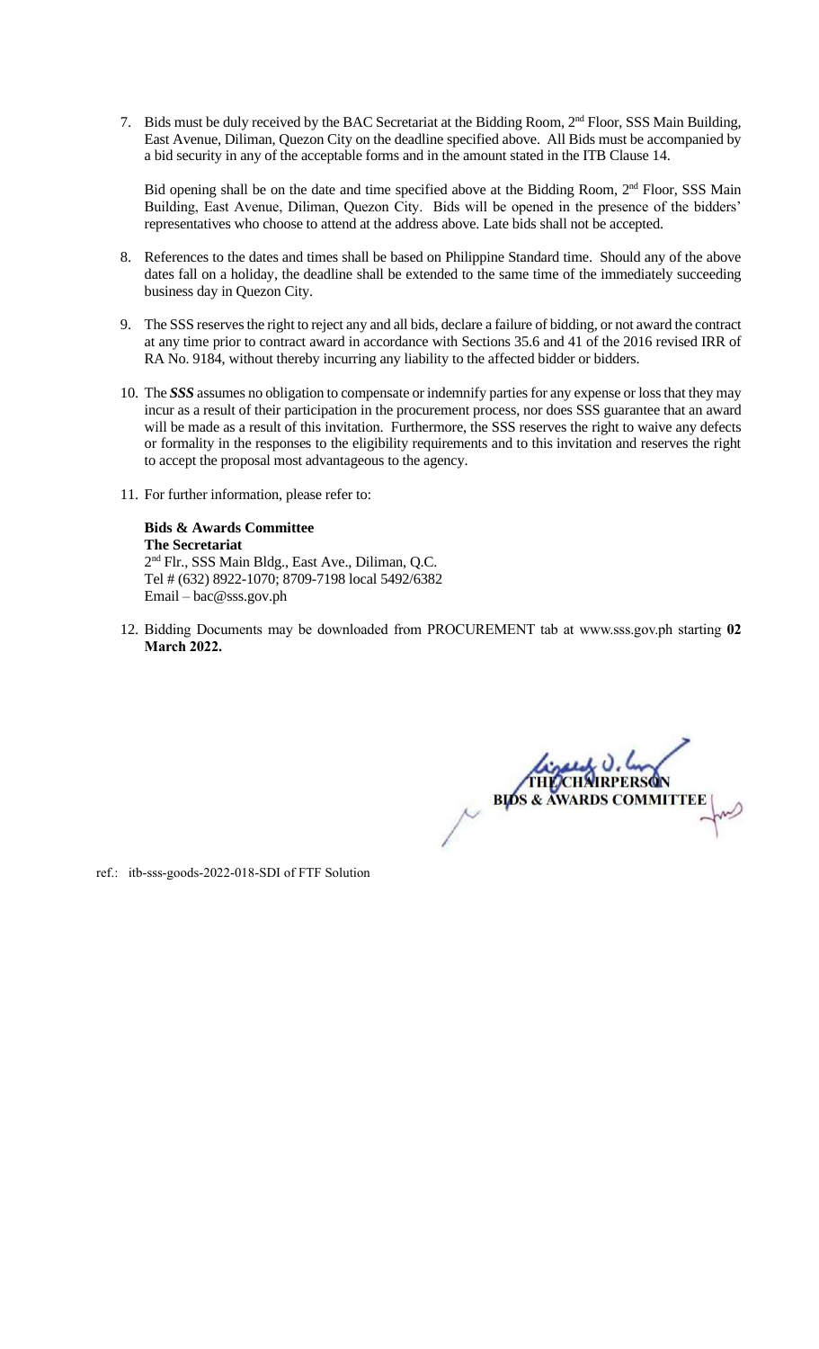7. Bids must be duly received by the BAC Secretariat at the Bidding Room, 2nd Floor, SSS Main Building, East Avenue, Diliman, Quezon City on the deadline specified above. All Bids must be accompanied by a bid security in any of the acceptable forms and in the amount stated in the ITB Clause 14.

   Bid opening shall be on the date and time specified above at the Bidding Room, 2nd Floor, SSS Main Building, East Avenue, Diliman, Quezon City. Bids will be opened in the presence of the bidders' representatives who choose to attend at the address above. Late bids shall not be accepted.

8. References to the dates and times shall be based on Philippine Standard time. Should any of the above dates fall on a holiday, the deadline shall be extended to the same time of the immediately succeeding business day in Quezon City.

9. The SSS reserves the right to reject any and all bids, declare a failure of bidding, or not award the contract at any time prior to contract award in accordance with Sections 35.6 and 41 of the 2016 revised IRR of RA No. 9184, without thereby incurring any liability to the affected bidder or bidders.

10. The ***SSS*** assumes no obligation to compensate or indemnify parties for any expense or loss that they may incur as a result of their participation in the procurement process, nor does SSS guarantee that an award will be made as a result of this invitation. Furthermore, the SSS reserves the right to waive any defects or formality in the responses to the eligibility requirements and to this invitation and reserves the right to accept the proposal most advantageous to the agency.

11. For further information, please refer to:

    **Bids & Awards Committee**
    **The Secretariat**
    2nd Flr., SSS Main Bldg., East Ave., Diliman, Q.C.
    Tel # (632) 8922-1070; 8709-7198 local 5492/6382
    Email – bac@sss.gov.ph

12. Bidding Documents may be downloaded from PROCUREMENT tab at www.sss.gov.ph starting **02 March 2022.**

**THE CHAIRPERSON**
**BIDS & AWARDS COMMITTEE**

ref.: itb-sss-goods-2022-018-SDI of FTF Solution